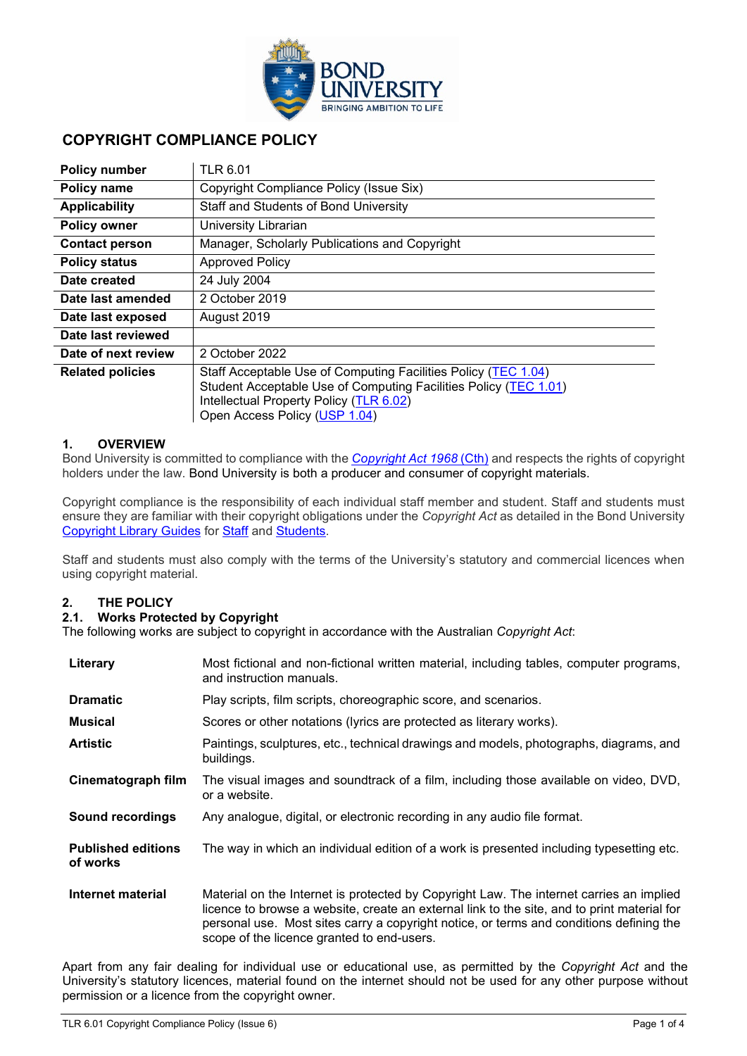# COPYRIGHT COMPLIANCE POLICY

| | |
|---|---|
| **Policy number** | TLR 6.01 |
| **Policy name** | Copyright Compliance Policy (Issue Six) |
| **Applicability** | Staff and Students of Bond University |
| **Policy owner** | University Librarian |
| **Contact person** | Manager, Scholarly Publications and Copyright |
| **Policy status** | Approved Policy |
| **Date created** | 24 July 2004 |
| **Date last amended** | 2 October 2019 |
| **Date last exposed** | August 2019 |
| **Date last reviewed** | |
| **Date of next review** | 2 October 2022 |
| **Related policies** | Staff Acceptable Use of Computing Facilities Policy (TEC 1.04)<br>Student Acceptable Use of Computing Facilities Policy (TEC 1.01)<br>Intellectual Property Policy (TLR 6.02)<br>Open Access Policy (USP 1.04) |

## 1. OVERVIEW

Bond University is committed to compliance with the *Copyright Act 1968* (Cth) and respects the rights of copyright holders under the law. Bond University is both a producer and consumer of copyright materials.

Copyright compliance is the responsibility of each individual staff member and student. Staff and students must ensure they are familiar with their copyright obligations under the *Copyright Act* as detailed in the Bond University Copyright Library Guides for Staff and Students.

Staff and students must also comply with the terms of the University's statutory and commercial licences when using copyright material.

## 2. THE POLICY

### 2.1. Works Protected by Copyright

The following works are subject to copyright in accordance with the Australian *Copyright Act*:

| | |
|---|---|
| **Literary** | Most fictional and non-fictional written material, including tables, computer programs, and instruction manuals. |
| **Dramatic** | Play scripts, film scripts, choreographic score, and scenarios. |
| **Musical** | Scores or other notations (lyrics are protected as literary works). |
| **Artistic** | Paintings, sculptures, etc., technical drawings and models, photographs, diagrams, and buildings. |
| **Cinematograph film** | The visual images and soundtrack of a film, including those available on video, DVD, or a website. |
| **Sound recordings** | Any analogue, digital, or electronic recording in any audio file format. |
| **Published editions of works** | The way in which an individual edition of a work is presented including typesetting etc. |
| **Internet material** | Material on the Internet is protected by Copyright Law. The internet carries an implied licence to browse a website, create an external link to the site, and to print material for personal use. Most sites carry a copyright notice, or terms and conditions defining the scope of the licence granted to end-users. |

Apart from any fair dealing for individual use or educational use, as permitted by the *Copyright Act* and the University's statutory licences, material found on the internet should not be used for any other purpose without permission or a licence from the copyright owner.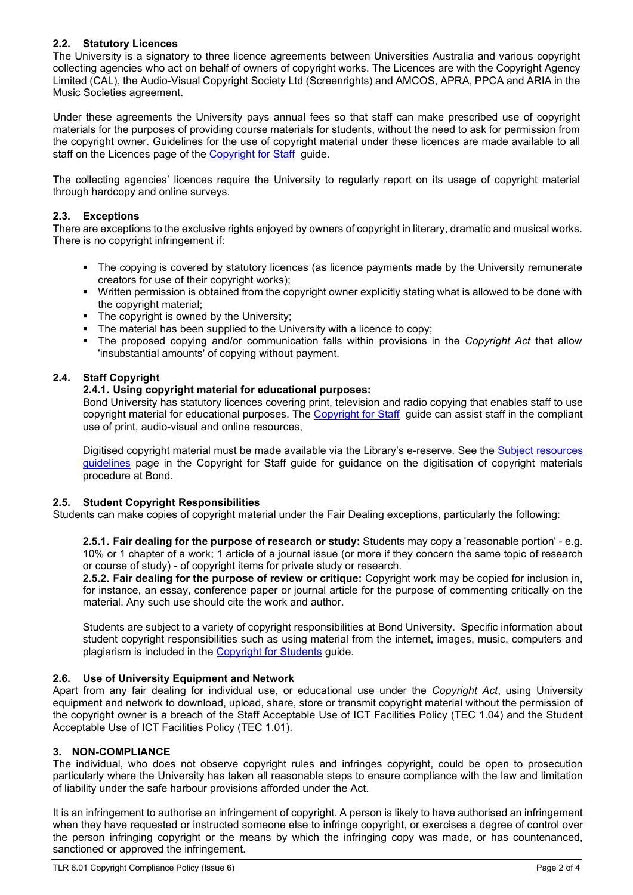### 2.2. Statutory Licences

The University is a signatory to three licence agreements between Universities Australia and various copyright collecting agencies who act on behalf of owners of copyright works. The Licences are with the Copyright Agency Limited (CAL), the Audio-Visual Copyright Society Ltd (Screenrights) and AMCOS, APRA, PPCA and ARIA in the Music Societies agreement.

Under these agreements the University pays annual fees so that staff can make prescribed use of copyright materials for the purposes of providing course materials for students, without the need to ask for permission from the copyright owner. Guidelines for the use of copyright material under these licences are made available to all staff on the Licences page of the Copyright for Staff guide.

The collecting agencies' licences require the University to regularly report on its usage of copyright material through hardcopy and online surveys.

### 2.3. Exceptions

There are exceptions to the exclusive rights enjoyed by owners of copyright in literary, dramatic and musical works. There is no copyright infringement if:

- The copying is covered by statutory licences (as licence payments made by the University remunerate creators for use of their copyright works);
- Written permission is obtained from the copyright owner explicitly stating what is allowed to be done with the copyright material;
- The copyright is owned by the University;
- The material has been supplied to the University with a licence to copy;
- The proposed copying and/or communication falls within provisions in the *Copyright Act* that allow 'insubstantial amounts' of copying without payment.

### 2.4. Staff Copyright

#### 2.4.1. Using copyright material for educational purposes:

Bond University has statutory licences covering print, television and radio copying that enables staff to use copyright material for educational purposes. The Copyright for Staff guide can assist staff in the compliant use of print, audio-visual and online resources,

Digitised copyright material must be made available via the Library's e-reserve. See the Subject resources guidelines page in the Copyright for Staff guide for guidance on the digitisation of copyright materials procedure at Bond.

### 2.5. Student Copyright Responsibilities

Students can make copies of copyright material under the Fair Dealing exceptions, particularly the following:

**2.5.1. Fair dealing for the purpose of research or study:** Students may copy a 'reasonable portion' - e.g. 10% or 1 chapter of a work; 1 article of a journal issue (or more if they concern the same topic of research or course of study) - of copyright items for private study or research.
**2.5.2. Fair dealing for the purpose of review or critique:** Copyright work may be copied for inclusion in, for instance, an essay, conference paper or journal article for the purpose of commenting critically on the material. Any such use should cite the work and author.

Students are subject to a variety of copyright responsibilities at Bond University. Specific information about student copyright responsibilities such as using material from the internet, images, music, computers and plagiarism is included in the Copyright for Students guide.

### 2.6. Use of University Equipment and Network

Apart from any fair dealing for individual use, or educational use under the *Copyright Act*, using University equipment and network to download, upload, share, store or transmit copyright material without the permission of the copyright owner is a breach of the Staff Acceptable Use of ICT Facilities Policy (TEC 1.04) and the Student Acceptable Use of ICT Facilities Policy (TEC 1.01).

## 3. NON-COMPLIANCE

The individual, who does not observe copyright rules and infringes copyright, could be open to prosecution particularly where the University has taken all reasonable steps to ensure compliance with the law and limitation of liability under the safe harbour provisions afforded under the Act.

It is an infringement to authorise an infringement of copyright. A person is likely to have authorised an infringement when they have requested or instructed someone else to infringe copyright, or exercises a degree of control over the person infringing copyright or the means by which the infringing copy was made, or has countenanced, sanctioned or approved the infringement.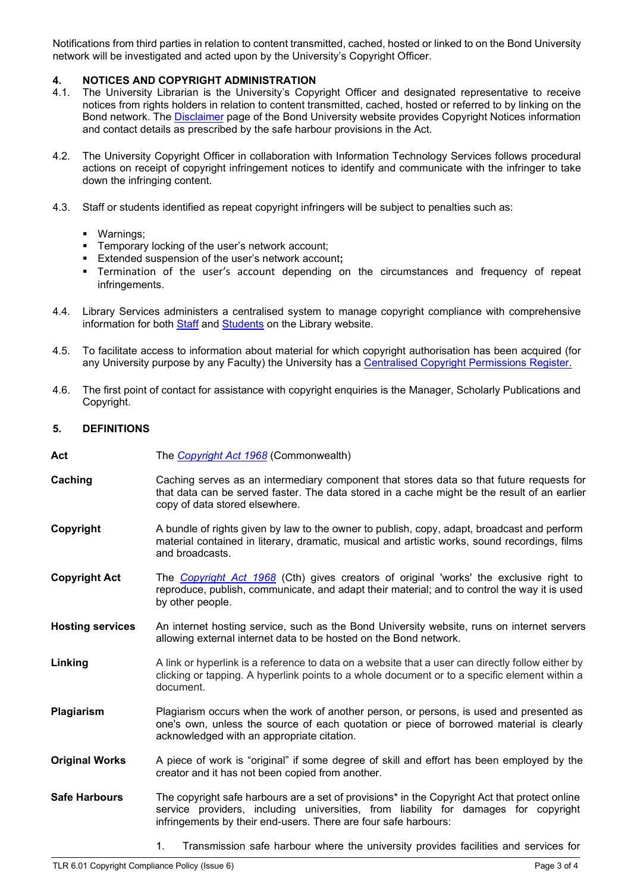Notifications from third parties in relation to content transmitted, cached, hosted or linked to on the Bond University network will be investigated and acted upon by the University's Copyright Officer.

## 4. NOTICES AND COPYRIGHT ADMINISTRATION

4.1. The University Librarian is the University's Copyright Officer and designated representative to receive notices from rights holders in relation to content transmitted, cached, hosted or referred to by linking on the Bond network. The Disclaimer page of the Bond University website provides Copyright Notices information and contact details as prescribed by the safe harbour provisions in the Act.

4.2. The University Copyright Officer in collaboration with Information Technology Services follows procedural actions on receipt of copyright infringement notices to identify and communicate with the infringer to take down the infringing content.

4.3. Staff or students identified as repeat copyright infringers will be subject to penalties such as:

- Warnings;
- Temporary locking of the user's network account;
- Extended suspension of the user's network account;
- Termination of the user's account depending on the circumstances and frequency of repeat infringements.

4.4. Library Services administers a centralised system to manage copyright compliance with comprehensive information for both Staff and Students on the Library website.

4.5. To facilitate access to information about material for which copyright authorisation has been acquired (for any University purpose by any Faculty) the University has a Centralised Copyright Permissions Register.

4.6. The first point of contact for assistance with copyright enquiries is the Manager, Scholarly Publications and Copyright.

## 5. DEFINITIONS

**Act** — The *Copyright Act 1968* (Commonwealth)

**Caching** — Caching serves as an intermediary component that stores data so that future requests for that data can be served faster. The data stored in a cache might be the result of an earlier copy of data stored elsewhere.

**Copyright** — A bundle of rights given by law to the owner to publish, copy, adapt, broadcast and perform material contained in literary, dramatic, musical and artistic works, sound recordings, films and broadcasts.

**Copyright Act** — The *Copyright Act 1968* (Cth) gives creators of original 'works' the exclusive right to reproduce, publish, communicate, and adapt their material; and to control the way it is used by other people.

**Hosting services** — An internet hosting service, such as the Bond University website, runs on internet servers allowing external internet data to be hosted on the Bond network.

**Linking** — A link or hyperlink is a reference to data on a website that a user can directly follow either by clicking or tapping. A hyperlink points to a whole document or to a specific element within a document.

**Plagiarism** — Plagiarism occurs when the work of another person, or persons, is used and presented as one's own, unless the source of each quotation or piece of borrowed material is clearly acknowledged with an appropriate citation.

**Original Works** — A piece of work is "original" if some degree of skill and effort has been employed by the creator and it has not been copied from another.

**Safe Harbours** — The copyright safe harbours are a set of provisions* in the Copyright Act that protect online service providers, including universities, from liability for damages for copyright infringements by their end-users. There are four safe harbours:

1. Transmission safe harbour where the university provides facilities and services for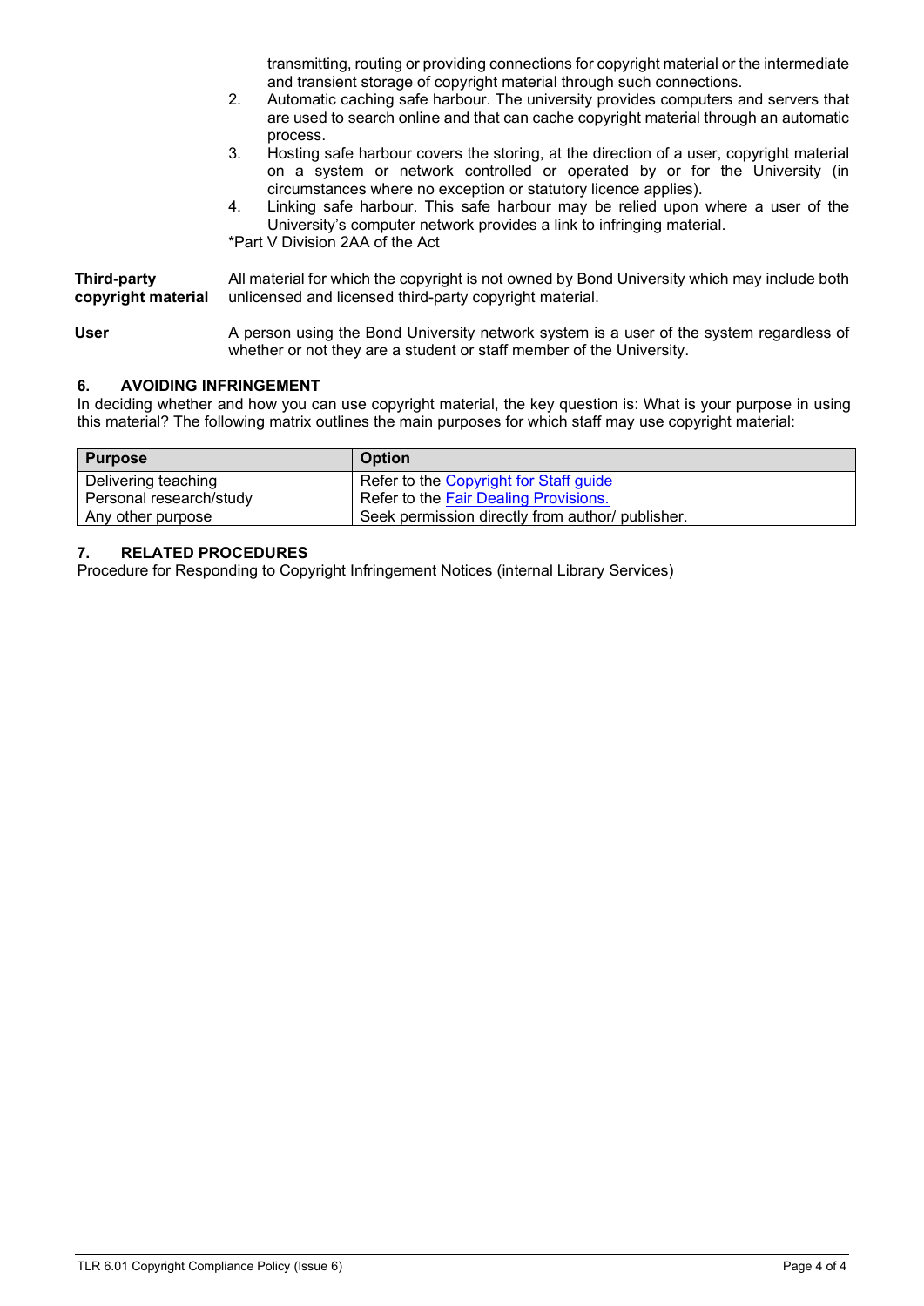transmitting, routing or providing connections for copyright material or the intermediate and transient storage of copyright material through such connections.

2. Automatic caching safe harbour. The university provides computers and servers that are used to search online and that can cache copyright material through an automatic process.
3. Hosting safe harbour covers the storing, at the direction of a user, copyright material on a system or network controlled or operated by or for the University (in circumstances where no exception or statutory licence applies).
4. Linking safe harbour. This safe harbour may be relied upon where a user of the University's computer network provides a link to infringing material.

*Part V Division 2AA of the Act

**Third-party copyright material** All material for which the copyright is not owned by Bond University which may include both unlicensed and licensed third-party copyright material.

**User** A person using the Bond University network system is a user of the system regardless of whether or not they are a student or staff member of the University.

## 6. AVOIDING INFRINGEMENT

In deciding whether and how you can use copyright material, the key question is: What is your purpose in using this material? The following matrix outlines the main purposes for which staff may use copyright material:

| Purpose | Option |
|---|---|
| Delivering teaching | Refer to the Copyright for Staff guide |
| Personal research/study | Refer to the Fair Dealing Provisions. |
| Any other purpose | Seek permission directly from author/ publisher. |

## 7. RELATED PROCEDURES

Procedure for Responding to Copyright Infringement Notices (internal Library Services)